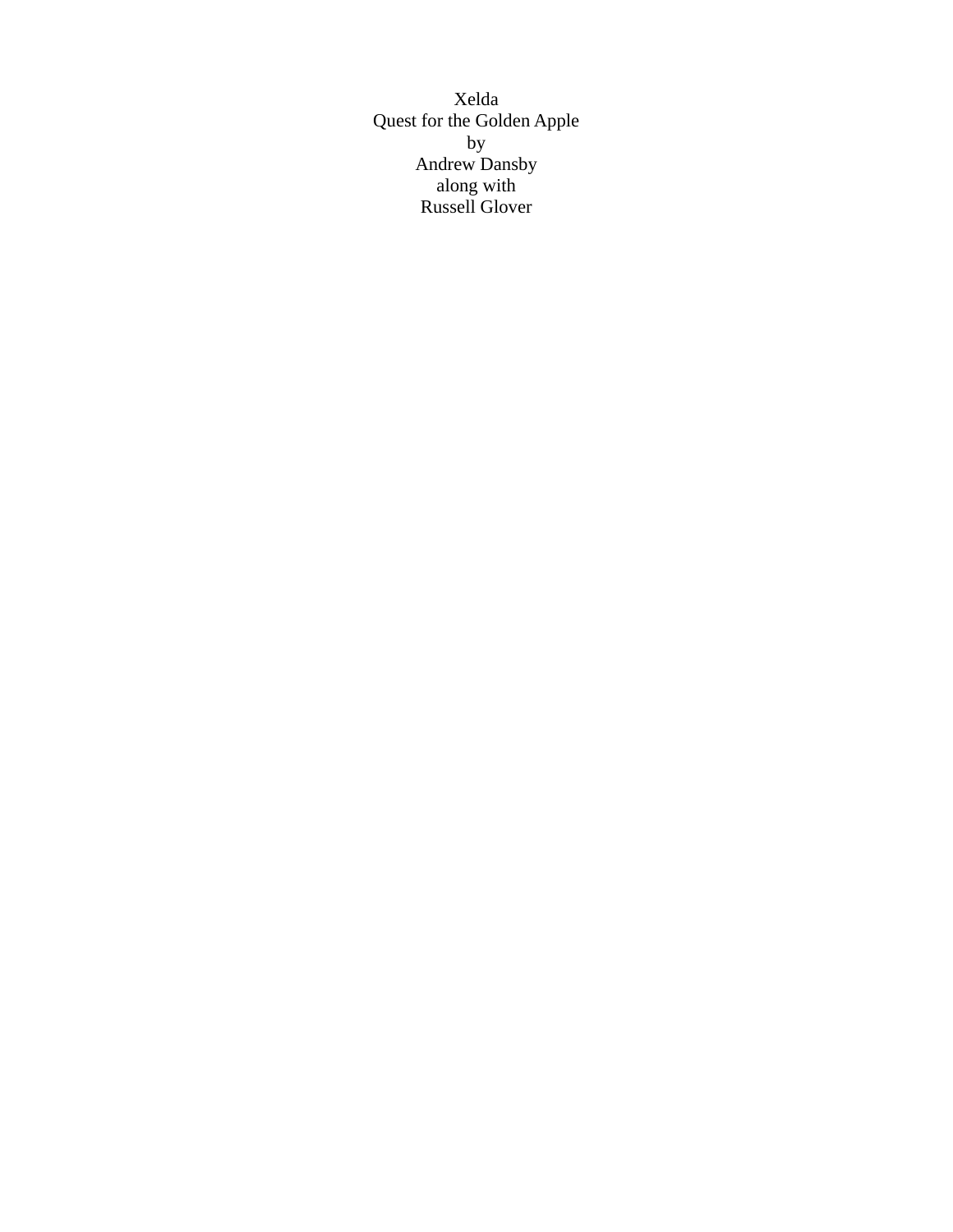Xelda

Quest for the Golden Apple

by

Andrew Dansby

along with

Russell Glover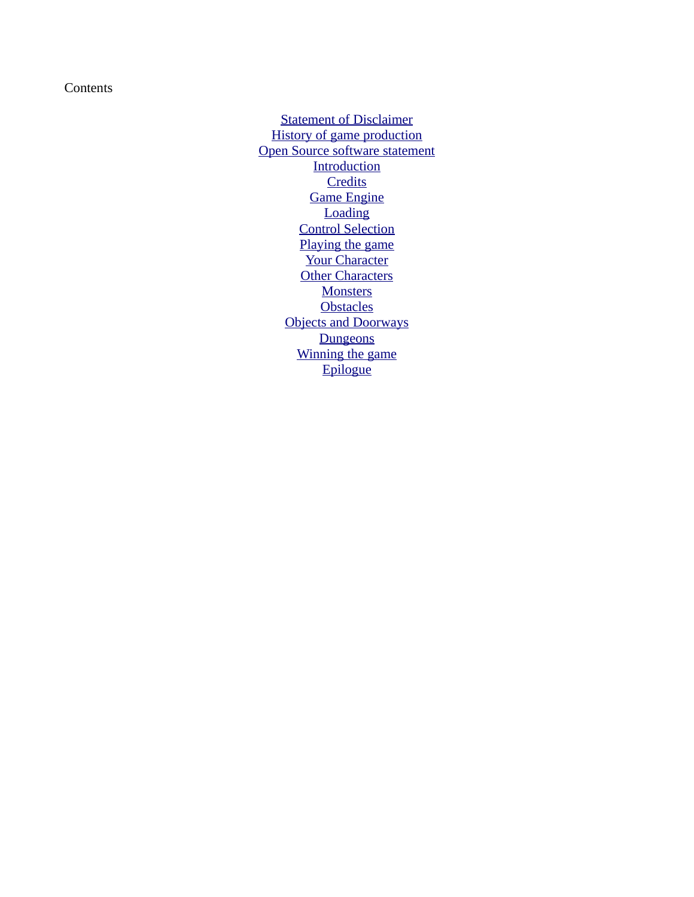Contents

- Statement of Disclaimer
- History of game production
- Open Source software statement
- Introduction
- Credits
- Game Engine
- Loading
- Control Selection
- Playing the game
- Your Character
- Other Characters
- Monsters
- Obstacles
- Objects and Doorways
- Dungeons
- Winning the game
- Epilogue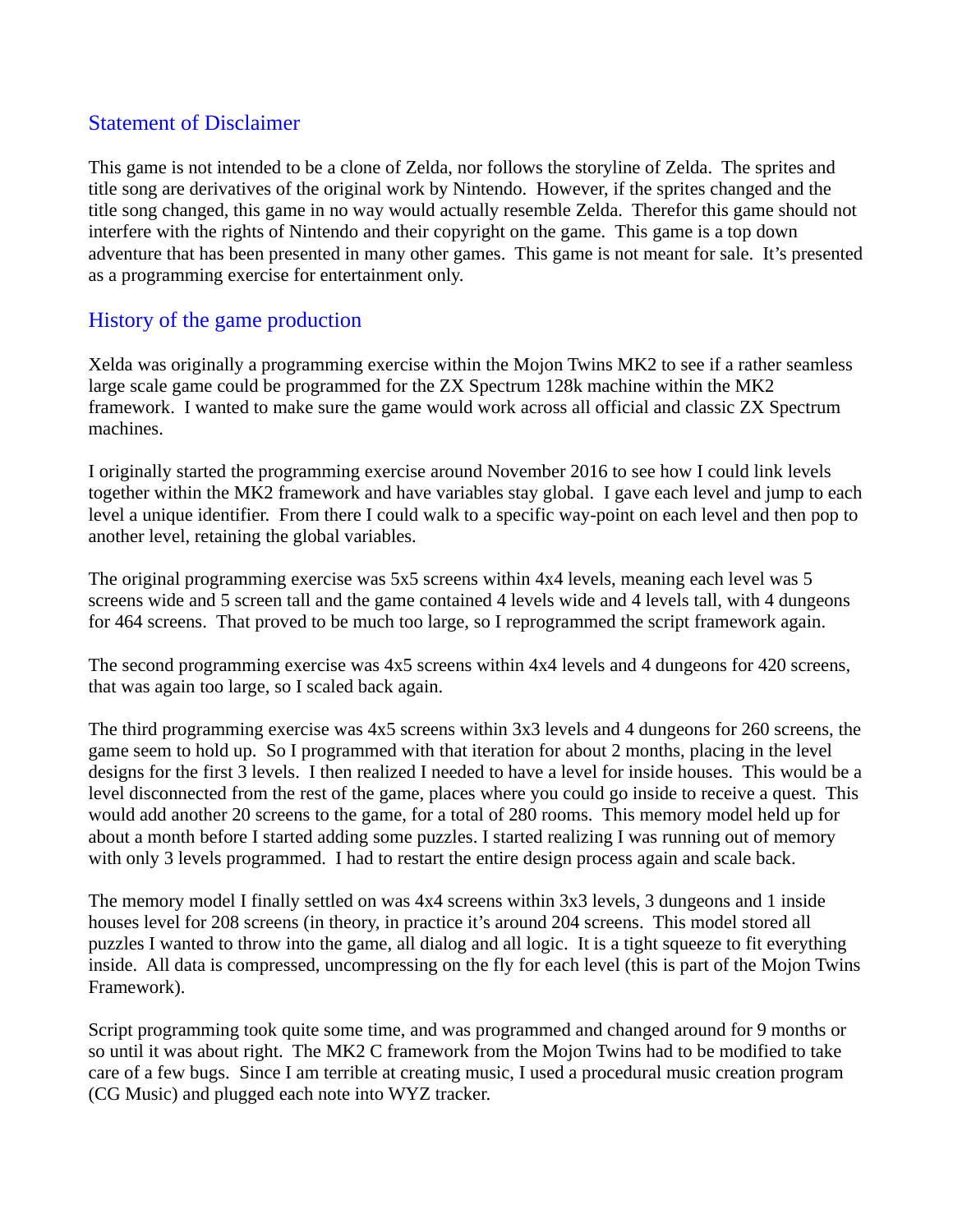## Statement of Disclaimer

This game is not intended to be a clone of Zelda, nor follows the storyline of Zelda. The sprites and title song are derivatives of the original work by Nintendo. However, if the sprites changed and the title song changed, this game in no way would actually resemble Zelda. Therefor this game should not interfere with the rights of Nintendo and their copyright on the game. This game is a top down adventure that has been presented in many other games. This game is not meant for sale. It's presented as a programming exercise for entertainment only.

## History of the game production

Xelda was originally a programming exercise within the Mojon Twins MK2 to see if a rather seamless large scale game could be programmed for the ZX Spectrum 128k machine within the MK2 framework. I wanted to make sure the game would work across all official and classic ZX Spectrum machines.

I originally started the programming exercise around November 2016 to see how I could link levels together within the MK2 framework and have variables stay global. I gave each level and jump to each level a unique identifier. From there I could walk to a specific way-point on each level and then pop to another level, retaining the global variables.

The original programming exercise was 5x5 screens within 4x4 levels, meaning each level was 5 screens wide and 5 screen tall and the game contained 4 levels wide and 4 levels tall, with 4 dungeons for 464 screens. That proved to be much too large, so I reprogrammed the script framework again.

The second programming exercise was 4x5 screens within 4x4 levels and 4 dungeons for 420 screens, that was again too large, so I scaled back again.

The third programming exercise was 4x5 screens within 3x3 levels and 4 dungeons for 260 screens, the game seem to hold up. So I programmed with that iteration for about 2 months, placing in the level designs for the first 3 levels. I then realized I needed to have a level for inside houses. This would be a level disconnected from the rest of the game, places where you could go inside to receive a quest. This would add another 20 screens to the game, for a total of 280 rooms. This memory model held up for about a month before I started adding some puzzles. I started realizing I was running out of memory with only 3 levels programmed. I had to restart the entire design process again and scale back.

The memory model I finally settled on was 4x4 screens within 3x3 levels, 3 dungeons and 1 inside houses level for 208 screens (in theory, in practice it's around 204 screens. This model stored all puzzles I wanted to throw into the game, all dialog and all logic. It is a tight squeeze to fit everything inside. All data is compressed, uncompressing on the fly for each level (this is part of the Mojon Twins Framework).

Script programming took quite some time, and was programmed and changed around for 9 months or so until it was about right. The MK2 C framework from the Mojon Twins had to be modified to take care of a few bugs. Since I am terrible at creating music, I used a procedural music creation program (CG Music) and plugged each note into WYZ tracker.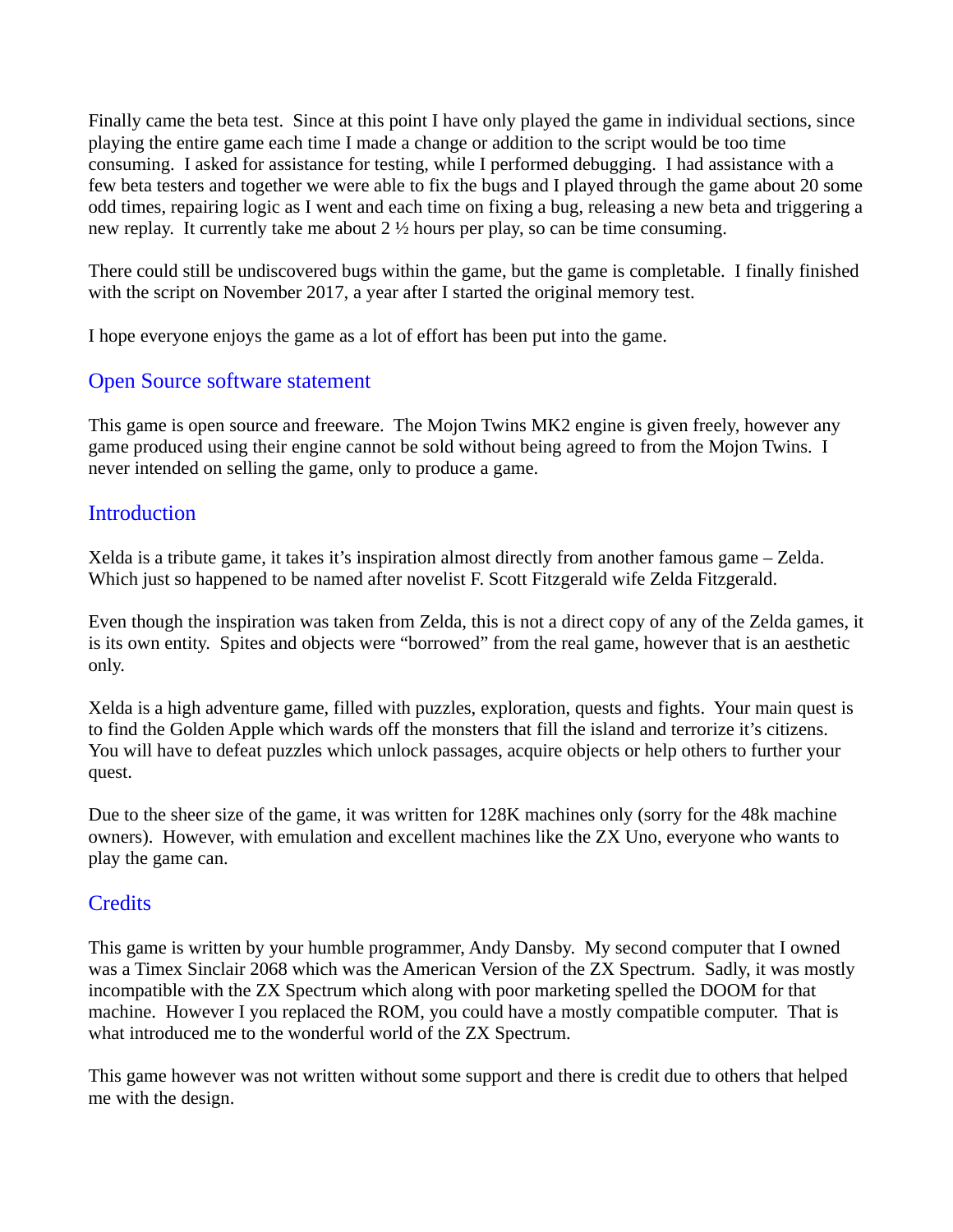Finally came the beta test. Since at this point I have only played the game in individual sections, since playing the entire game each time I made a change or addition to the script would be too time consuming. I asked for assistance for testing, while I performed debugging. I had assistance with a few beta testers and together we were able to fix the bugs and I played through the game about 20 some odd times, repairing logic as I went and each time on fixing a bug, releasing a new beta and triggering a new replay. It currently take me about 2 ½ hours per play, so can be time consuming.

There could still be undiscovered bugs within the game, but the game is completable. I finally finished with the script on November 2017, a year after I started the original memory test.

I hope everyone enjoys the game as a lot of effort has been put into the game.

## Open Source software statement

This game is open source and freeware. The Mojon Twins MK2 engine is given freely, however any game produced using their engine cannot be sold without being agreed to from the Mojon Twins. I never intended on selling the game, only to produce a game.

## Introduction

Xelda is a tribute game, it takes it's inspiration almost directly from another famous game – Zelda. Which just so happened to be named after novelist F. Scott Fitzgerald wife Zelda Fitzgerald.

Even though the inspiration was taken from Zelda, this is not a direct copy of any of the Zelda games, it is its own entity. Spites and objects were "borrowed" from the real game, however that is an aesthetic only.

Xelda is a high adventure game, filled with puzzles, exploration, quests and fights. Your main quest is to find the Golden Apple which wards off the monsters that fill the island and terrorize it's citizens. You will have to defeat puzzles which unlock passages, acquire objects or help others to further your quest.

Due to the sheer size of the game, it was written for 128K machines only (sorry for the 48k machine owners). However, with emulation and excellent machines like the ZX Uno, everyone who wants to play the game can.

## Credits

This game is written by your humble programmer, Andy Dansby. My second computer that I owned was a Timex Sinclair 2068 which was the American Version of the ZX Spectrum. Sadly, it was mostly incompatible with the ZX Spectrum which along with poor marketing spelled the DOOM for that machine. However I you replaced the ROM, you could have a mostly compatible computer. That is what introduced me to the wonderful world of the ZX Spectrum.

This game however was not written without some support and there is credit due to others that helped me with the design.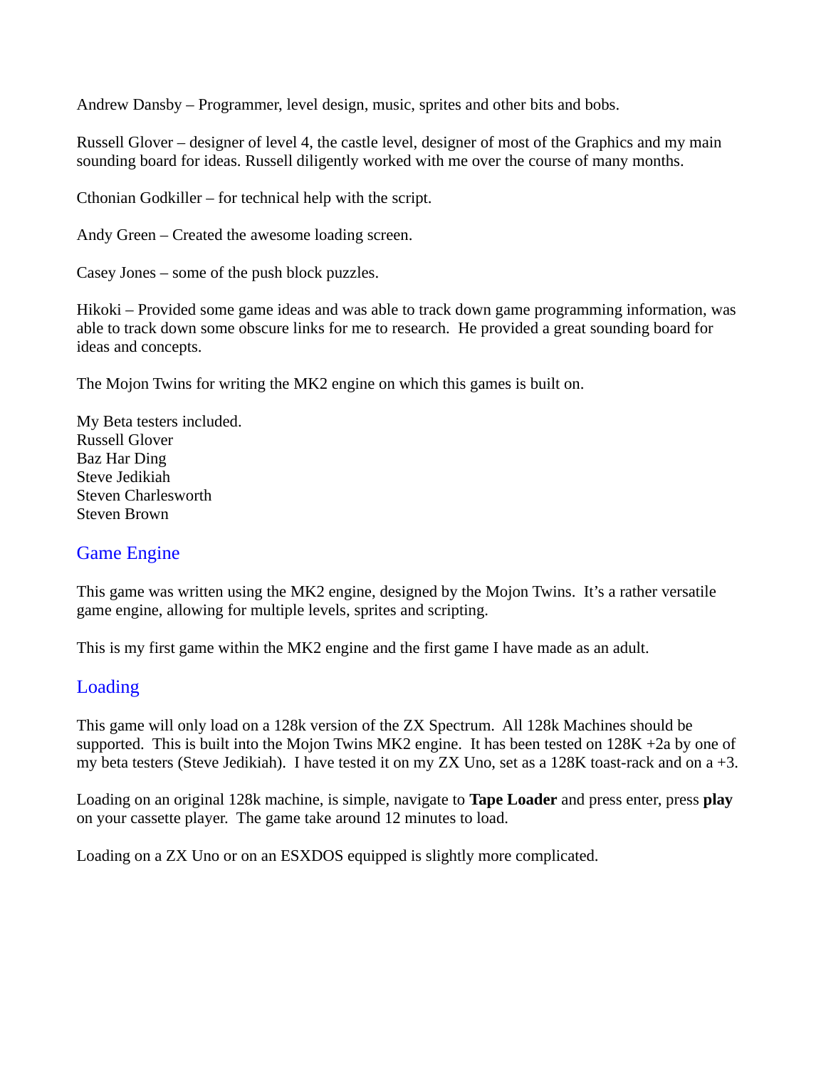Andrew Dansby – Programmer, level design, music, sprites and other bits and bobs.

Russell Glover – designer of level 4, the castle level, designer of most of the Graphics and my main sounding board for ideas. Russell diligently worked with me over the course of many months.

Cthonian Godkiller – for technical help with the script.

Andy Green – Created the awesome loading screen.

Casey Jones – some of the push block puzzles.

Hikoki – Provided some game ideas and was able to track down game programming information, was able to track down some obscure links for me to research. He provided a great sounding board for ideas and concepts.

The Mojon Twins for writing the MK2 engine on which this games is built on.

My Beta testers included.
Russell Glover
Baz Har Ding
Steve Jedikiah
Steven Charlesworth
Steven Brown

## Game Engine

This game was written using the MK2 engine, designed by the Mojon Twins. It's a rather versatile game engine, allowing for multiple levels, sprites and scripting.

This is my first game within the MK2 engine and the first game I have made as an adult.

## Loading

This game will only load on a 128k version of the ZX Spectrum. All 128k Machines should be supported. This is built into the Mojon Twins MK2 engine. It has been tested on 128K +2a by one of my beta testers (Steve Jedikiah). I have tested it on my ZX Uno, set as a 128K toast-rack and on a +3.

Loading on an original 128k machine, is simple, navigate to **Tape Loader** and press enter, press **play** on your cassette player. The game take around 12 minutes to load.

Loading on a ZX Uno or on an ESXDOS equipped is slightly more complicated.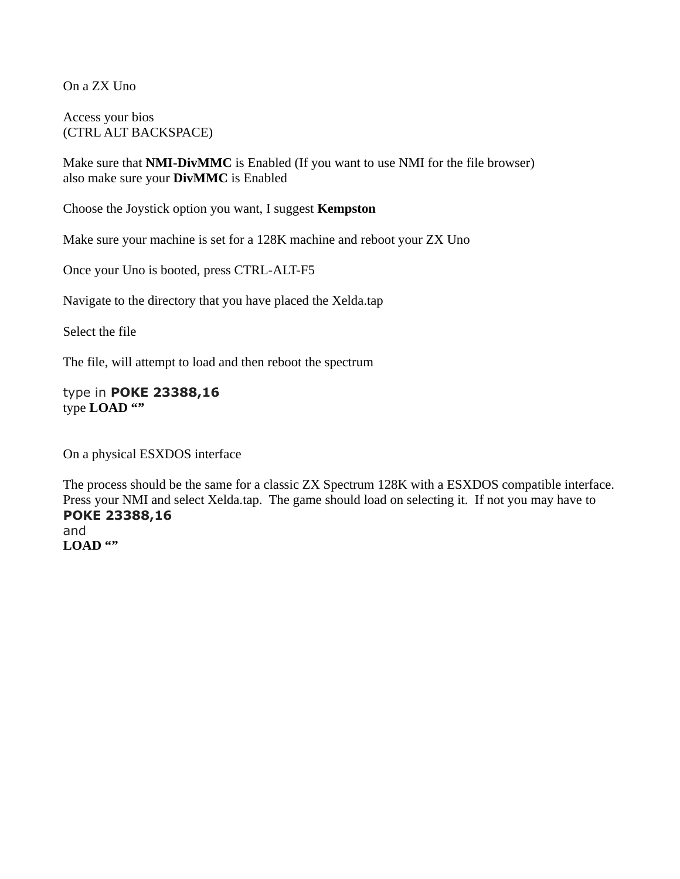On a ZX Uno

Access your bios
(CTRL ALT BACKSPACE)

Make sure that **NMI-DivMMC** is Enabled (If you want to use NMI for the file browser)
also make sure your **DivMMC** is Enabled

Choose the Joystick option you want, I suggest **Kempston**

Make sure your machine is set for a 128K machine and reboot your ZX Uno

Once your Uno is booted, press CTRL-ALT-F5

Navigate to the directory that you have placed the Xelda.tap

Select the file

The file, will attempt to load and then reboot the spectrum

type in **POKE 23388,16**
type **LOAD “”**

On a physical ESXDOS interface

The process should be the same for a classic ZX Spectrum 128K with a ESXDOS compatible interface. Press your NMI and select Xelda.tap. The game should load on selecting it. If not you may have to
**POKE 23388,16**
and
**LOAD “”**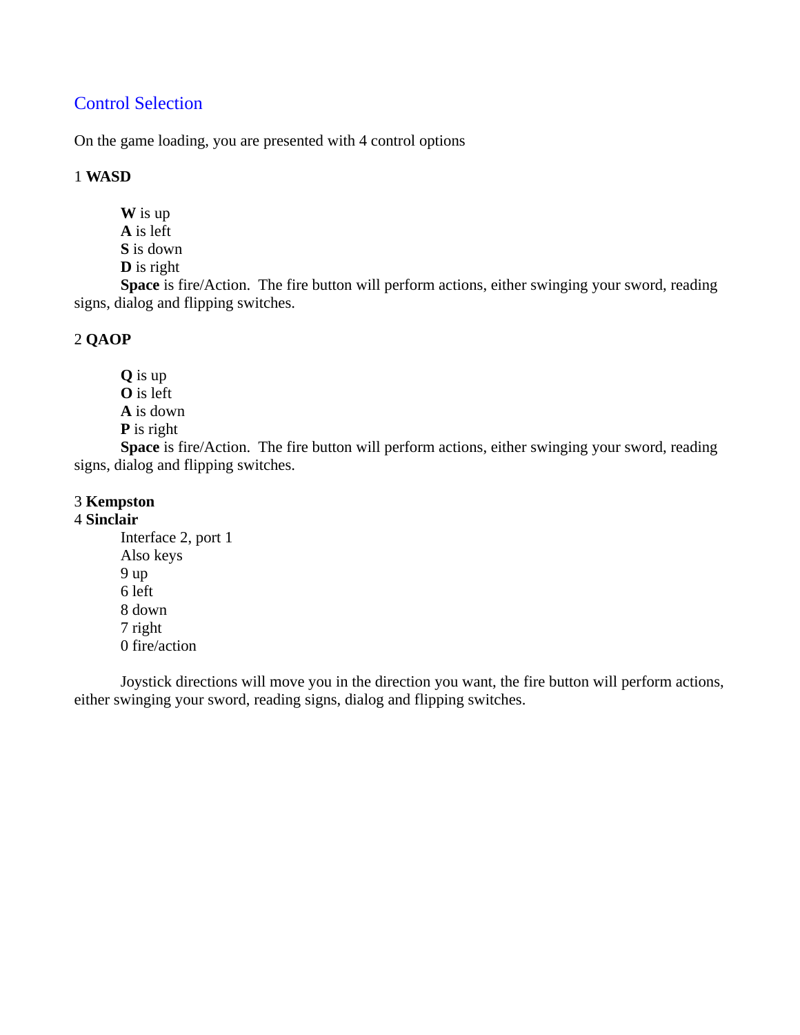## Control Selection

On the game loading, you are presented with 4 control options

1 **WASD**

**W** is up
**A** is left
**S** is down
**D** is right
**Space** is fire/Action. The fire button will perform actions, either swinging your sword, reading signs, dialog and flipping switches.

2 **QAOP**

**Q** is up
**O** is left
**A** is down
**P** is right
**Space** is fire/Action. The fire button will perform actions, either swinging your sword, reading signs, dialog and flipping switches.

3 **Kempston**
4 **Sinclair**

Interface 2, port 1
Also keys
9 up
6 left
8 down
7 right
0 fire/action

Joystick directions will move you in the direction you want, the fire button will perform actions, either swinging your sword, reading signs, dialog and flipping switches.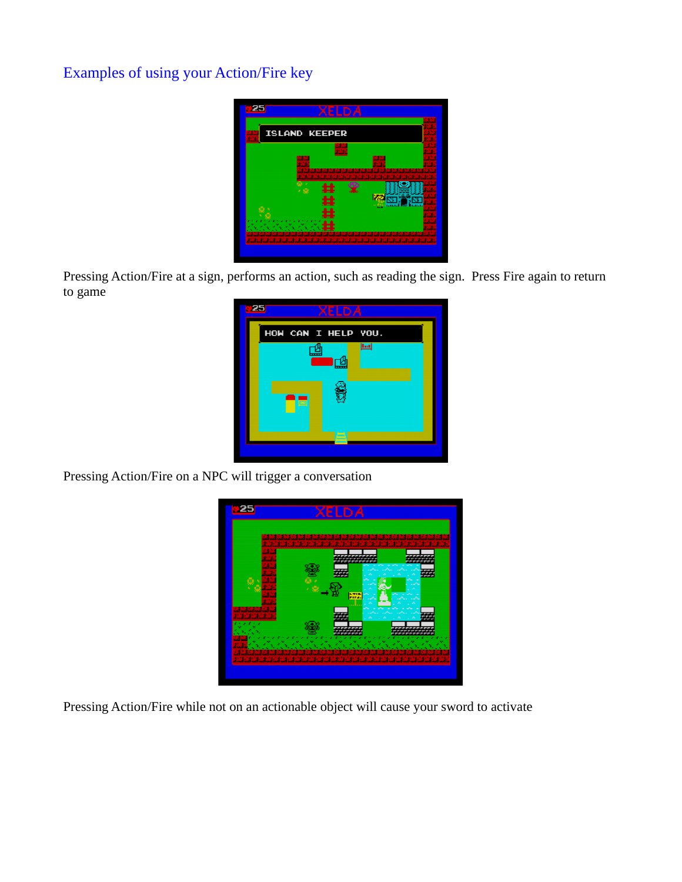## Examples of using your Action/Fire key

Pressing Action/Fire at a sign, performs an action, such as reading the sign. Press Fire again to return to game

Pressing Action/Fire on a NPC will trigger a conversation

Pressing Action/Fire while not on an actionable object will cause your sword to activate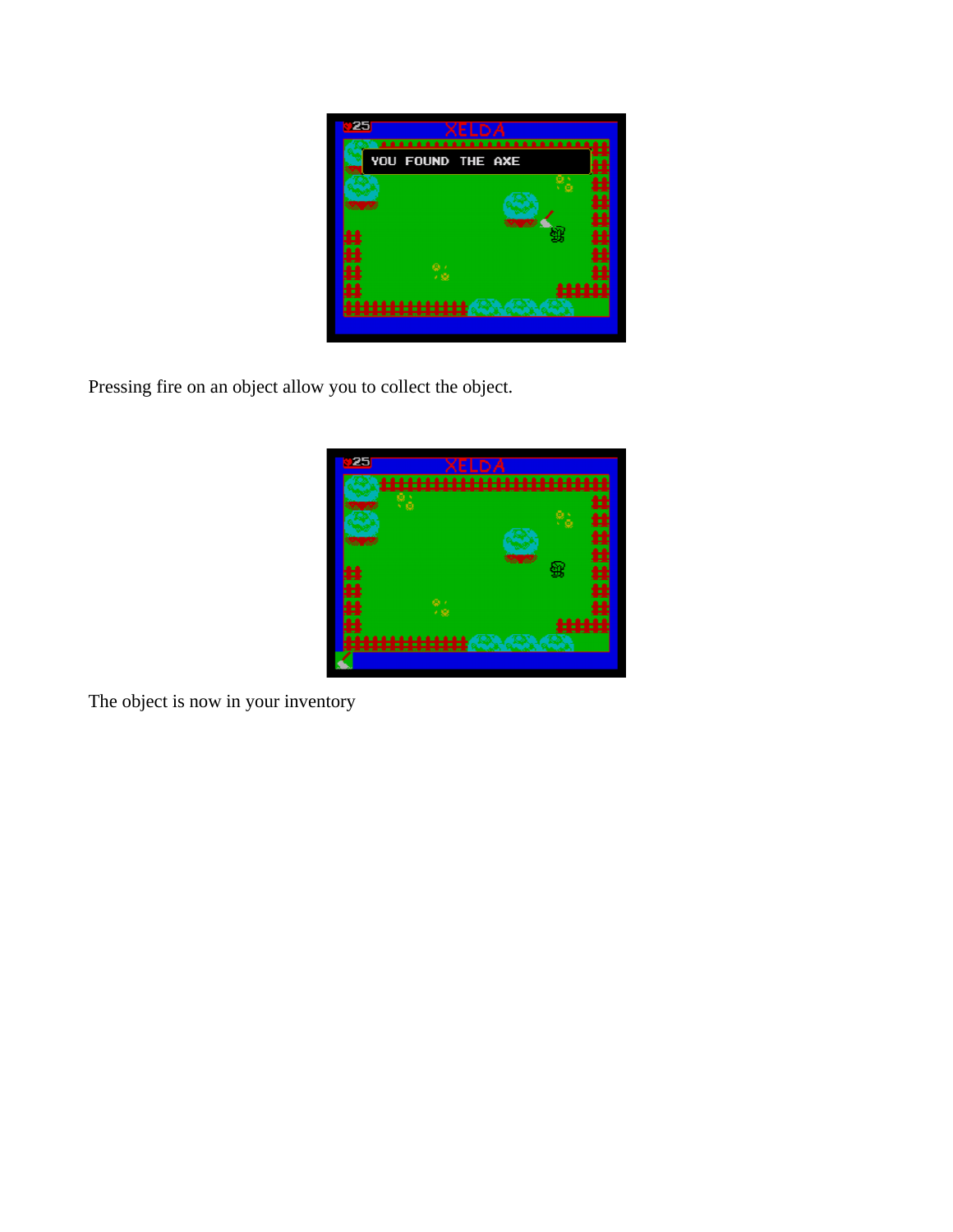Pressing fire on an object allow you to collect the object.

The object is now in your inventory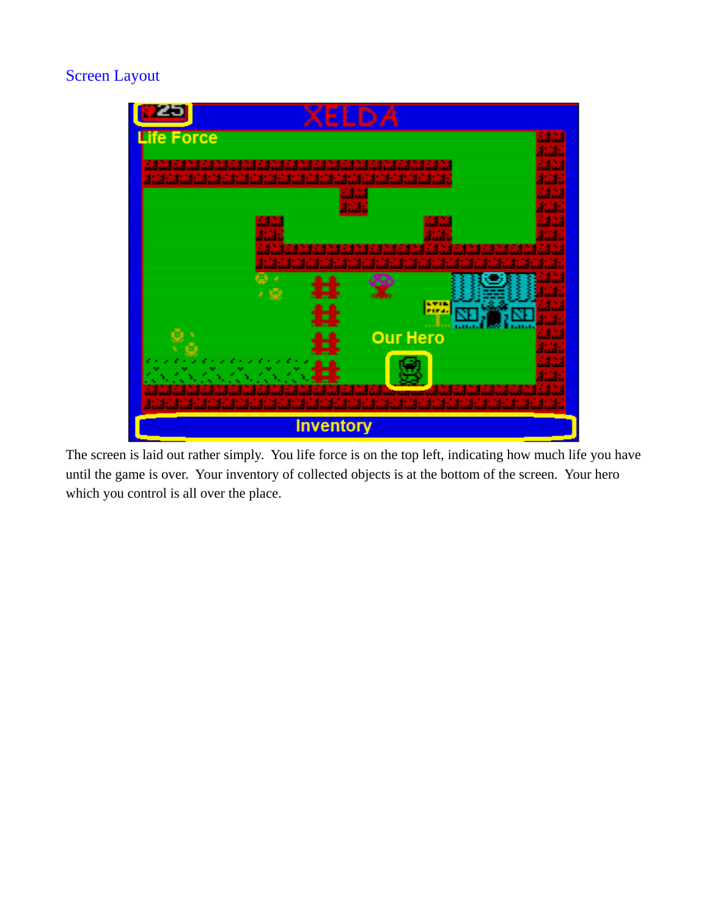## Screen Layout

The screen is laid out rather simply. You life force is on the top left, indicating how much life you have until the game is over. Your inventory of collected objects is at the bottom of the screen. Your hero which you control is all over the place.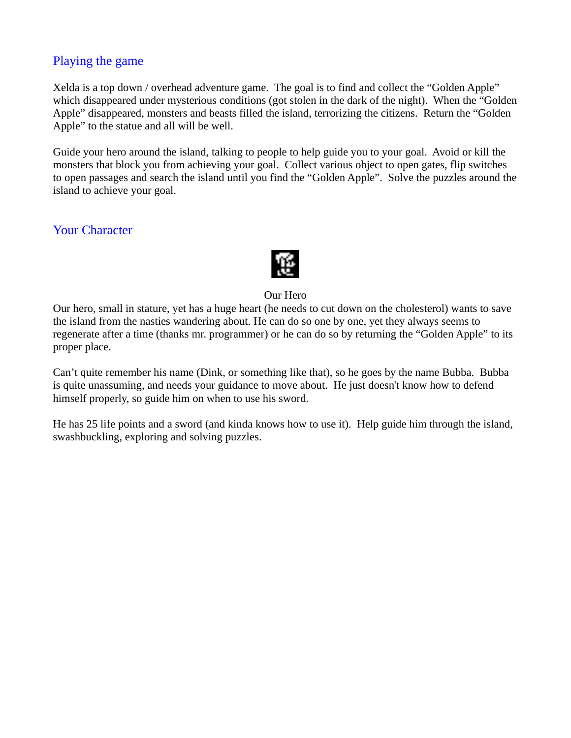## Playing the game

Xelda is a top down / overhead adventure game. The goal is to find and collect the "Golden Apple" which disappeared under mysterious conditions (got stolen in the dark of the night). When the "Golden Apple" disappeared, monsters and beasts filled the island, terrorizing the citizens. Return the "Golden Apple" to the statue and all will be well.

Guide your hero around the island, talking to people to help guide you to your goal. Avoid or kill the monsters that block you from achieving your goal. Collect various object to open gates, flip switches to open passages and search the island until you find the "Golden Apple". Solve the puzzles around the island to achieve your goal.

## Your Character

Our Hero

Our hero, small in stature, yet has a huge heart (he needs to cut down on the cholesterol) wants to save the island from the nasties wandering about. He can do so one by one, yet they always seems to regenerate after a time (thanks mr. programmer) or he can do so by returning the "Golden Apple" to its proper place.

Can't quite remember his name (Dink, or something like that), so he goes by the name Bubba. Bubba is quite unassuming, and needs your guidance to move about. He just doesn't know how to defend himself properly, so guide him on when to use his sword.

He has 25 life points and a sword (and kinda knows how to use it). Help guide him through the island, swashbuckling, exploring and solving puzzles.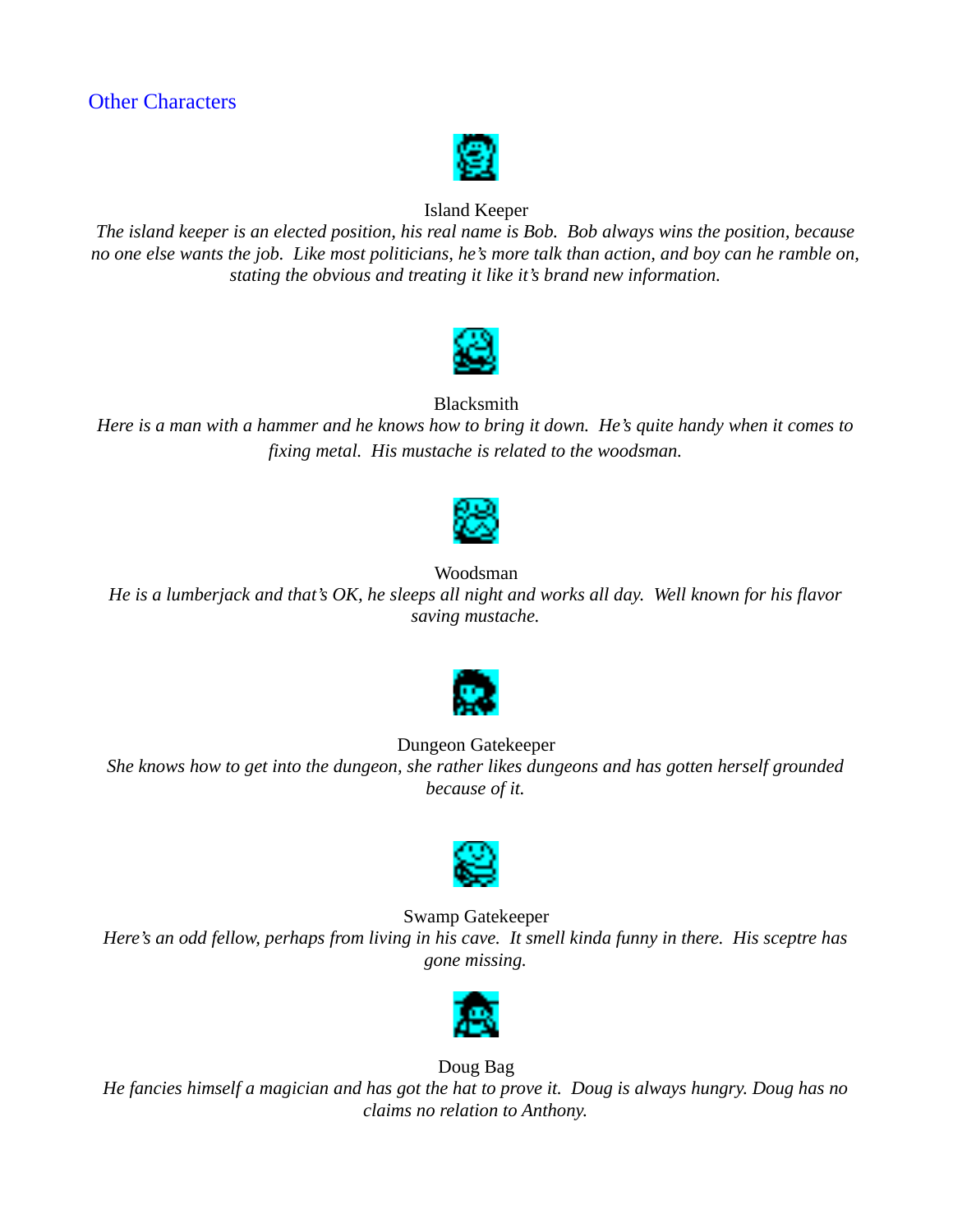## Other Characters

Island Keeper

*The island keeper is an elected position, his real name is Bob. Bob always wins the position, because no one else wants the job. Like most politicians, he's more talk than action, and boy can he ramble on, stating the obvious and treating it like it's brand new information.*

Blacksmith

*Here is a man with a hammer and he knows how to bring it down. He's quite handy when it comes to fixing metal. His mustache is related to the woodsman.*

Woodsman

*He is a lumberjack and that's OK, he sleeps all night and works all day. Well known for his flavor saving mustache.*

Dungeon Gatekeeper

*She knows how to get into the dungeon, she rather likes dungeons and has gotten herself grounded because of it.*

Swamp Gatekeeper

*Here's an odd fellow, perhaps from living in his cave. It smell kinda funny in there. His sceptre has gone missing.*

Doug Bag

*He fancies himself a magician and has got the hat to prove it. Doug is always hungry. Doug has no claims no relation to Anthony.*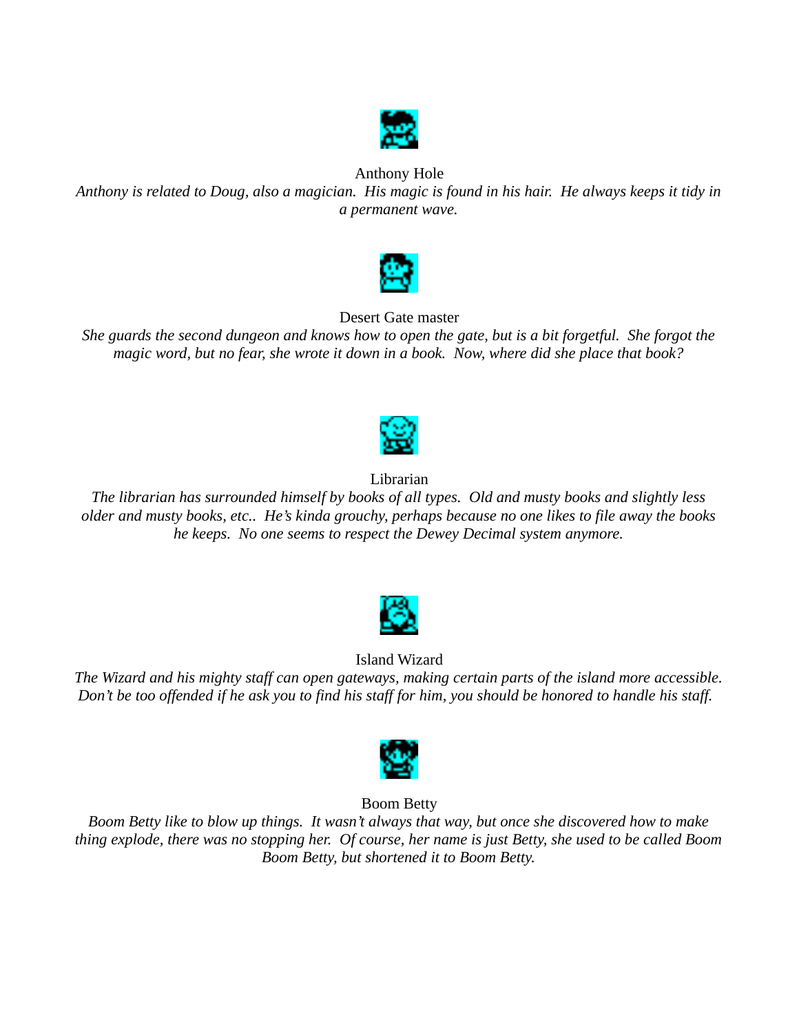Anthony Hole

*Anthony is related to Doug, also a magician. His magic is found in his hair. He always keeps it tidy in a permanent wave.*

Desert Gate master

*She guards the second dungeon and knows how to open the gate, but is a bit forgetful. She forgot the magic word, but no fear, she wrote it down in a book. Now, where did she place that book?*

Librarian

*The librarian has surrounded himself by books of all types. Old and musty books and slightly less older and musty books, etc.. He's kinda grouchy, perhaps because no one likes to file away the books he keeps. No one seems to respect the Dewey Decimal system anymore.*

Island Wizard

*The Wizard and his mighty staff can open gateways, making certain parts of the island more accessible. Don't be too offended if he ask you to find his staff for him, you should be honored to handle his staff.*

Boom Betty

*Boom Betty like to blow up things. It wasn't always that way, but once she discovered how to make thing explode, there was no stopping her. Of course, her name is just Betty, she used to be called Boom Boom Betty, but shortened it to Boom Betty.*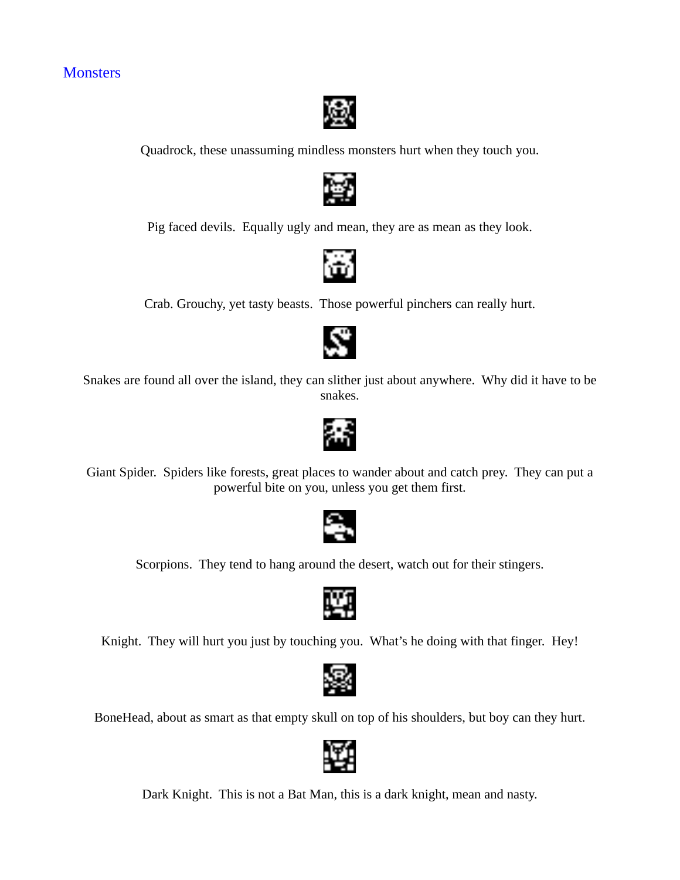## Monsters

Quadrock, these unassuming mindless monsters hurt when they touch you.

Pig faced devils. Equally ugly and mean, they are as mean as they look.

Crab. Grouchy, yet tasty beasts. Those powerful pinchers can really hurt.

Snakes are found all over the island, they can slither just about anywhere. Why did it have to be snakes.

Giant Spider. Spiders like forests, great places to wander about and catch prey. They can put a powerful bite on you, unless you get them first.

Scorpions. They tend to hang around the desert, watch out for their stingers.

Knight. They will hurt you just by touching you. What's he doing with that finger. Hey!

BoneHead, about as smart as that empty skull on top of his shoulders, but boy can they hurt.

Dark Knight. This is not a Bat Man, this is a dark knight, mean and nasty.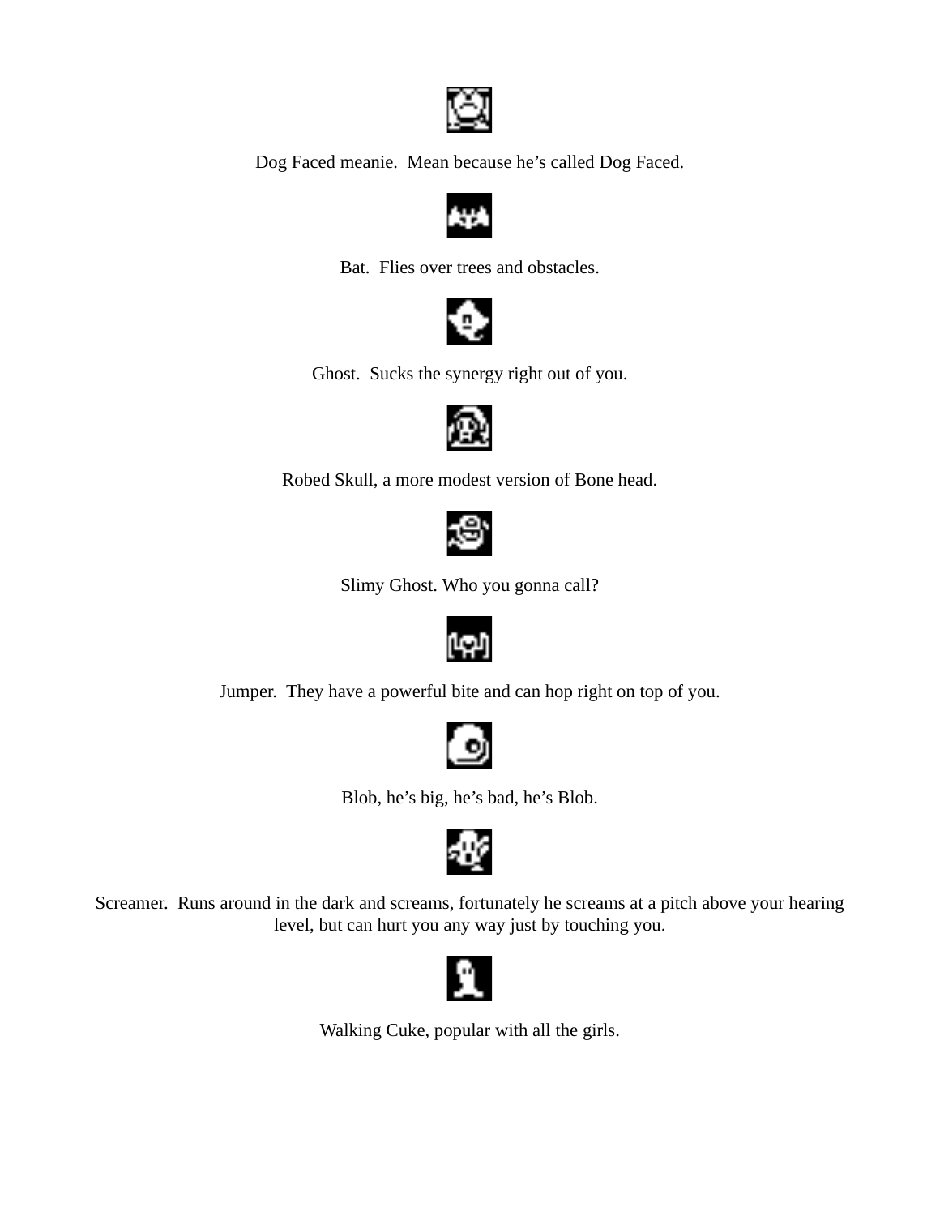Dog Faced meanie.  Mean because he's called Dog Faced.

Bat.  Flies over trees and obstacles.

Ghost.  Sucks the synergy right out of you.

Robed Skull, a more modest version of Bone head.

Slimy Ghost. Who you gonna call?

Jumper.  They have a powerful bite and can hop right on top of you.

Blob, he's big, he's bad, he's Blob.

Screamer.  Runs around in the dark and screams, fortunately he screams at a pitch above your hearing level, but can hurt you any way just by touching you.

Walking Cuke, popular with all the girls.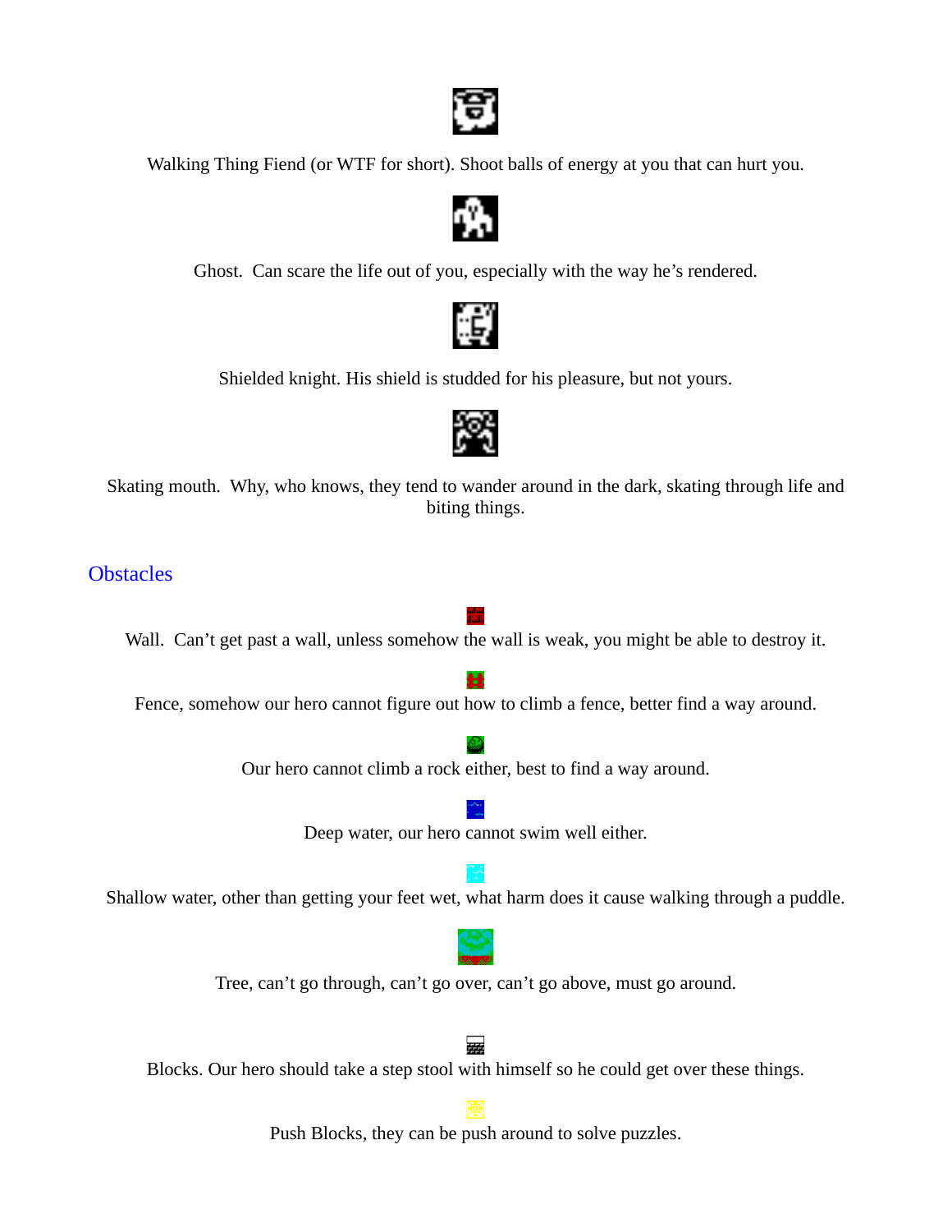Walking Thing Fiend (or WTF for short). Shoot balls of energy at you that can hurt you.

Ghost.  Can scare the life out of you, especially with the way he's rendered.

Shielded knight. His shield is studded for his pleasure, but not yours.

Skating mouth.  Why, who knows, they tend to wander around in the dark, skating through life and biting things.

## Obstacles

Wall.  Can't get past a wall, unless somehow the wall is weak, you might be able to destroy it.

Fence, somehow our hero cannot figure out how to climb a fence, better find a way around.

Our hero cannot climb a rock either, best to find a way around.

Deep water, our hero cannot swim well either.

Shallow water, other than getting your feet wet, what harm does it cause walking through a puddle.

Tree, can't go through, can't go over, can't go above, must go around.

Blocks. Our hero should take a step stool with himself so he could get over these things.

Push Blocks, they can be push around to solve puzzles.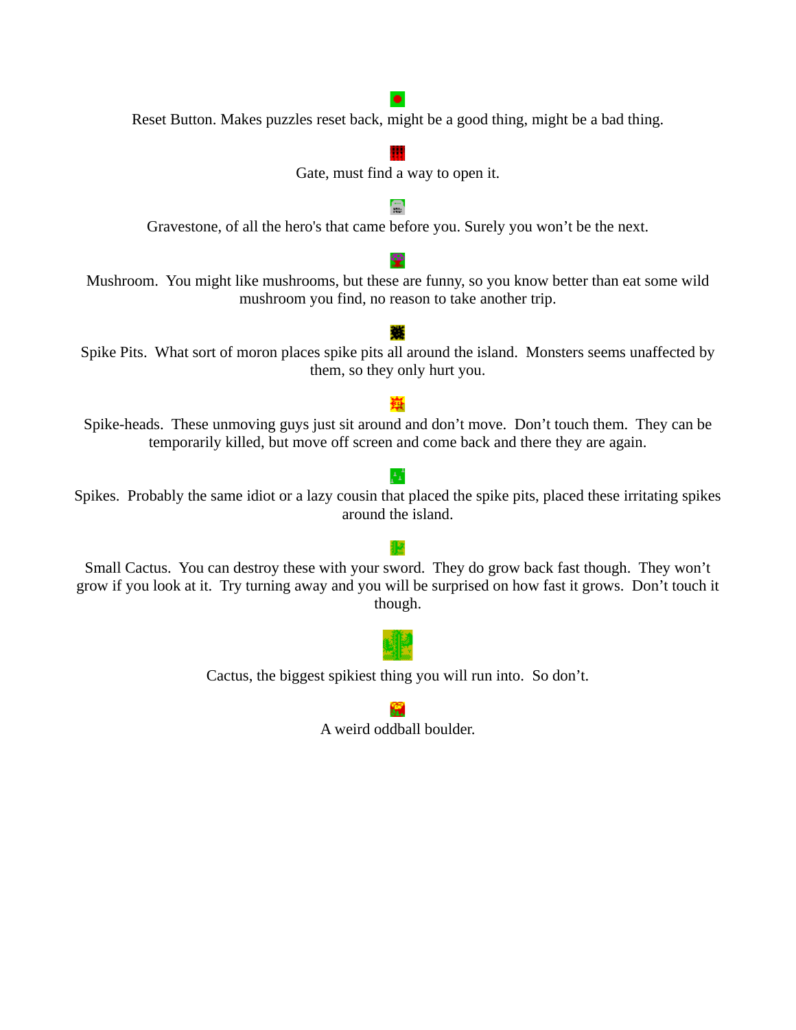Reset Button. Makes puzzles reset back, might be a good thing, might be a bad thing.

Gate, must find a way to open it.

Gravestone, of all the hero's that came before you. Surely you won't be the next.

Mushroom. You might like mushrooms, but these are funny, so you know better than eat some wild mushroom you find, no reason to take another trip.

Spike Pits. What sort of moron places spike pits all around the island. Monsters seems unaffected by them, so they only hurt you.

Spike-heads. These unmoving guys just sit around and don't move. Don't touch them. They can be temporarily killed, but move off screen and come back and there they are again.

Spikes. Probably the same idiot or a lazy cousin that placed the spike pits, placed these irritating spikes around the island.

Small Cactus. You can destroy these with your sword. They do grow back fast though. They won't grow if you look at it. Try turning away and you will be surprised on how fast it grows. Don't touch it though.

Cactus, the biggest spikiest thing you will run into. So don't.

A weird oddball boulder.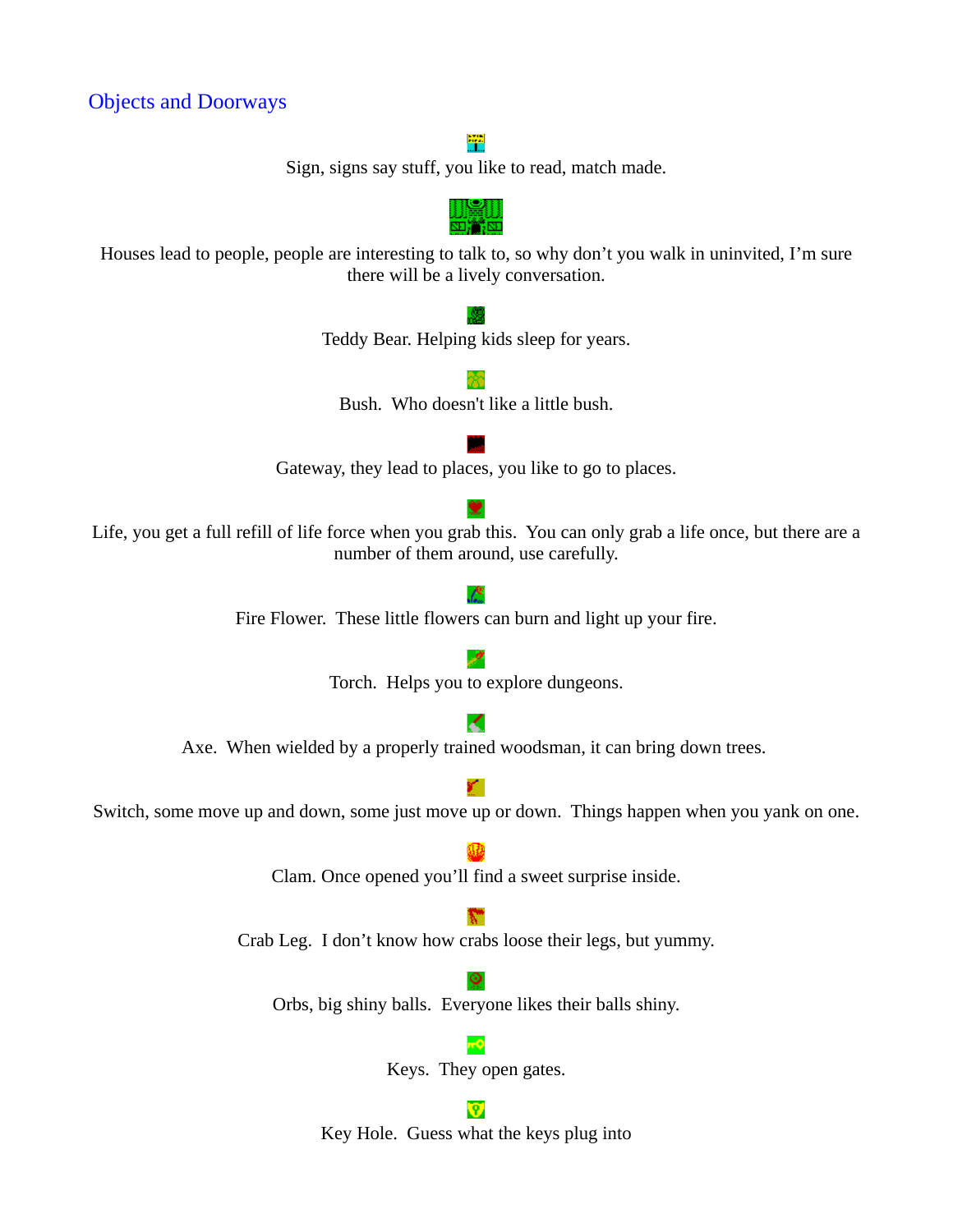## Objects and Doorways

Sign, signs say stuff, you like to read, match made.

Houses lead to people, people are interesting to talk to, so why don't you walk in uninvited, I'm sure there will be a lively conversation.

Teddy Bear. Helping kids sleep for years.

Bush. Who doesn't like a little bush.

Gateway, they lead to places, you like to go to places.

Life, you get a full refill of life force when you grab this. You can only grab a life once, but there are a number of them around, use carefully.

Fire Flower. These little flowers can burn and light up your fire.

Torch. Helps you to explore dungeons.

Axe. When wielded by a properly trained woodsman, it can bring down trees.

Switch, some move up and down, some just move up or down. Things happen when you yank on one.

Clam. Once opened you'll find a sweet surprise inside.

Crab Leg. I don't know how crabs loose their legs, but yummy.

Orbs, big shiny balls. Everyone likes their balls shiny.

Keys. They open gates.

Key Hole. Guess what the keys plug into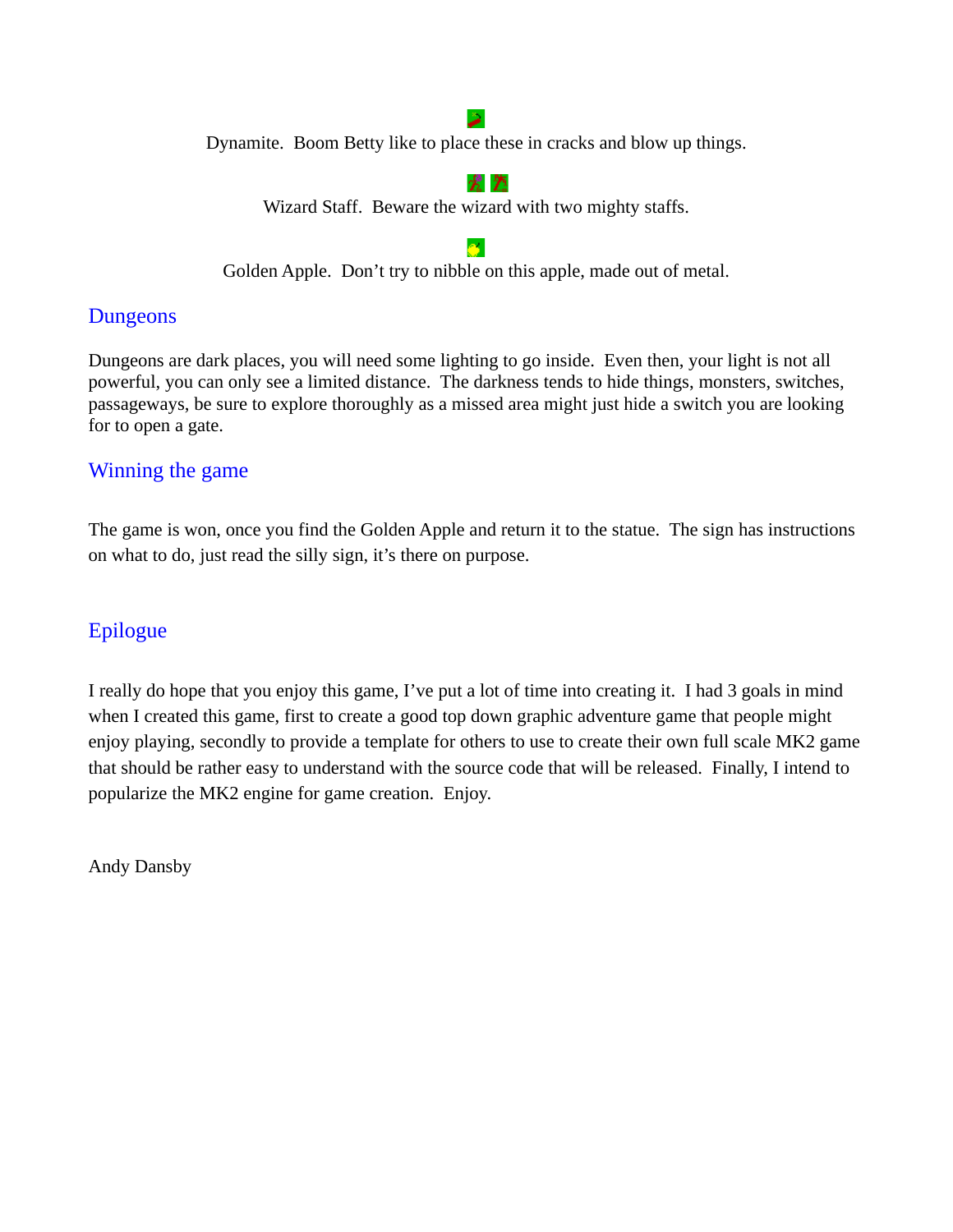Dynamite. Boom Betty like to place these in cracks and blow up things.

Wizard Staff. Beware the wizard with two mighty staffs.

Golden Apple. Don't try to nibble on this apple, made out of metal.

## Dungeons

Dungeons are dark places, you will need some lighting to go inside. Even then, your light is not all powerful, you can only see a limited distance. The darkness tends to hide things, monsters, switches, passageways, be sure to explore thoroughly as a missed area might just hide a switch you are looking for to open a gate.

## Winning the game

The game is won, once you find the Golden Apple and return it to the statue. The sign has instructions on what to do, just read the silly sign, it's there on purpose.

## Epilogue

I really do hope that you enjoy this game, I've put a lot of time into creating it. I had 3 goals in mind when I created this game, first to create a good top down graphic adventure game that people might enjoy playing, secondly to provide a template for others to use to create their own full scale MK2 game that should be rather easy to understand with the source code that will be released. Finally, I intend to popularize the MK2 engine for game creation. Enjoy.

Andy Dansby